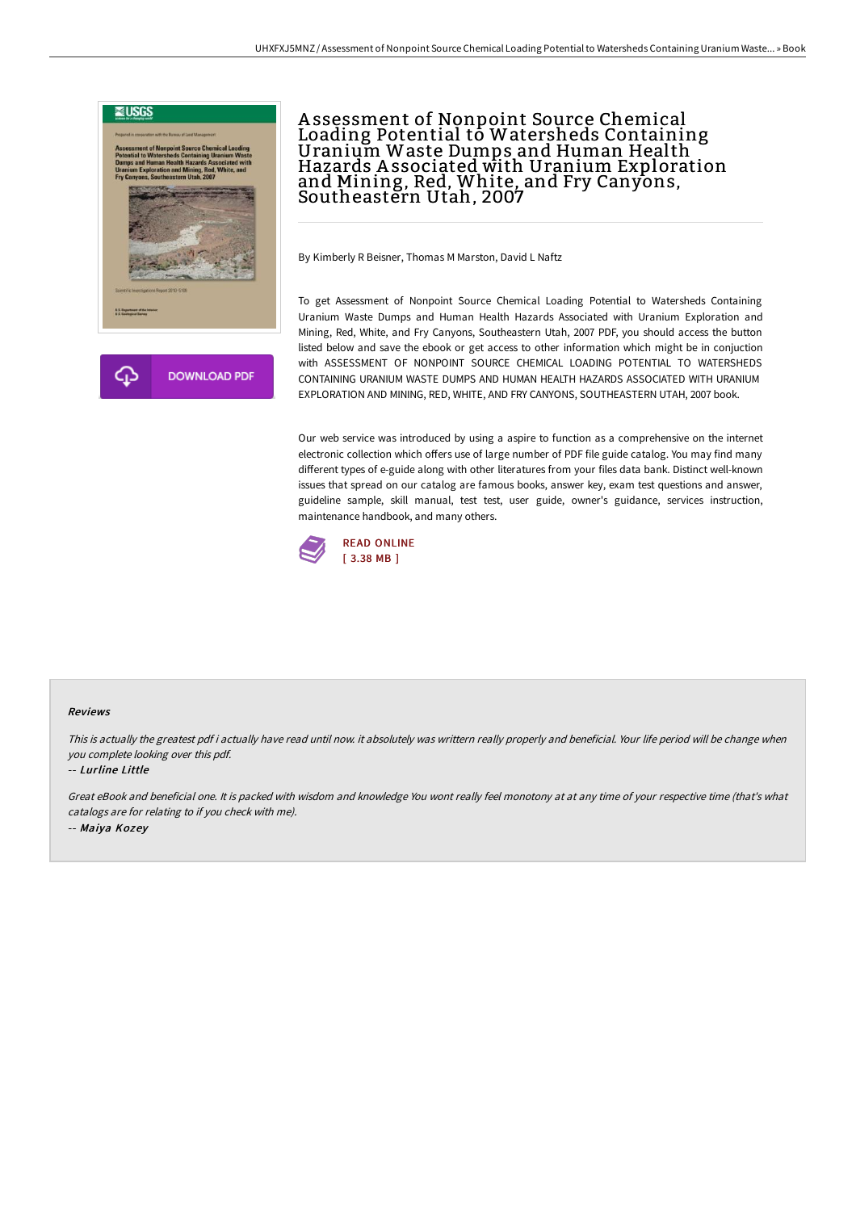# Assessment of Nonpoint Source Chemical Loading Potential to Watersheds Containing Uranium Waste Dumps and Human Health Hazards Associated with Uranium Exploration and Mining, Red, White, and Fry Canyons, Southeastern Utah, 2007

By Kimberly R Beisner, Thomas M Marston, David L Naftz

DOWNLOAD PDF

To get Assessment of Nonpoint Source Chemical Loading Potential to Watersheds Containing Uranium Waste Dumps and Human Health Hazards Associated with Uranium Exploration and Mining, Red, White, and Fry Canyons, Southeastern Utah, 2007 PDF, you should access the button listed below and save the ebook or get access to other information which might be in conjuction with ASSESSMENT OF NONPOINT SOURCE CHEMICAL LOADING POTENTIAL TO WATERSHEDS CONTAINING URANIUM WASTE DUMPS AND HUMAN HEALTH HAZARDS ASSOCIATED WITH URANIUM EXPLORATION AND MINING, RED, WHITE, AND FRY CANYONS, SOUTHEASTERN UTAH, 2007 book.

Our web service was introduced by using a aspire to function as a comprehensive on the internet electronic collection which offers use of large number of PDF file guide catalog. You may find many different types of e-guide along with other literatures from your files data bank. Distinct well-known issues that spread on our catalog are famous books, answer key, exam test questions and answer, guideline sample, skill manual, test test, user guide, owner's guidance, services instruction, maintenance handbook, and many others.

READ ONLINE
[ 3.38 MB ]

### Reviews

*This is actually the greatest pdf i actually have read until now. it absolutely was writtern really properly and beneficial. Your life period will be change when you complete looking over this pdf.*

-- *Lurline Little*

*Great eBook and beneficial one. It is packed with wisdom and knowledge You wont really feel monotony at at any time of your respective time (that's what catalogs are for relating to if you check with me).*

-- *Maiya Kozey*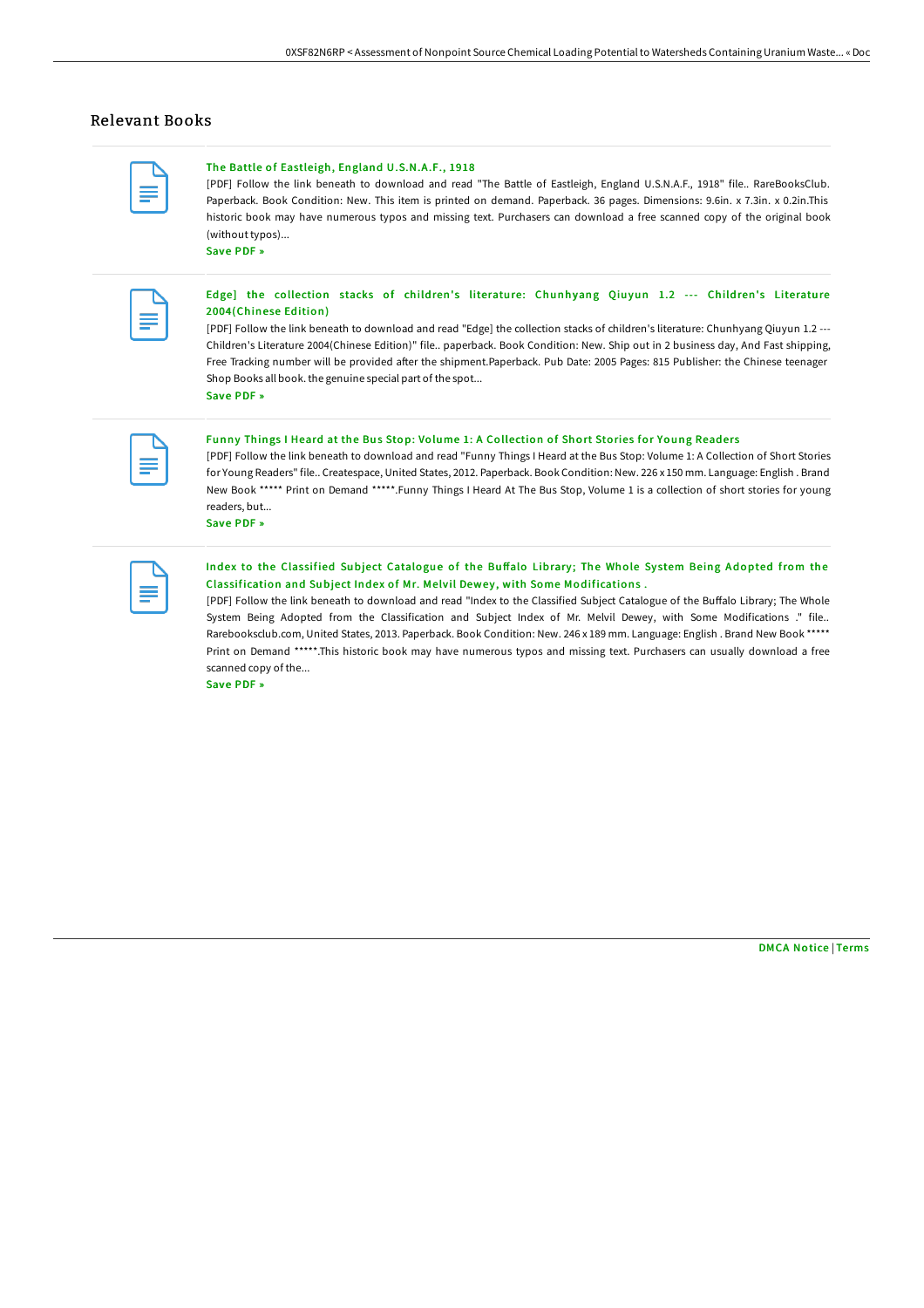## Relevant Books

### The Battle of Eastleigh, England U.S.N.A.F., 1918

[PDF] Follow the link beneath to download and read "The Battle of Eastleigh, England U.S.N.A.F., 1918" file.. RareBooksClub. Paperback. Book Condition: New. This item is printed on demand. Paperback. 36 pages. Dimensions: 9.6in. x 7.3in. x 0.2in.This historic book may have numerous typos and missing text. Purchasers can download a free scanned copy of the original book (without typos)...

Save PDF »

### Edge] the collection stacks of children's literature: Chunhyang Qiuyun 1.2 --- Children's Literature 2004(Chinese Edition)

[PDF] Follow the link beneath to download and read "Edge] the collection stacks of children's literature: Chunhyang Qiuyun 1.2 --- Children's Literature 2004(Chinese Edition)" file.. paperback. Book Condition: New. Ship out in 2 business day, And Fast shipping, Free Tracking number will be provided after the shipment.Paperback. Pub Date: 2005 Pages: 815 Publisher: the Chinese teenager Shop Books all book. the genuine special part of the spot...

Save PDF »

### Funny Things I Heard at the Bus Stop: Volume 1: A Collection of Short Stories for Young Readers

[PDF] Follow the link beneath to download and read "Funny Things I Heard at the Bus Stop: Volume 1: A Collection of Short Stories for Young Readers" file.. Createspace, United States, 2012. Paperback. Book Condition: New. 226 x 150 mm. Language: English . Brand New Book ***** Print on Demand *****.Funny Things I Heard At The Bus Stop, Volume 1 is a collection of short stories for young readers, but...

Save PDF »

### Index to the Classified Subject Catalogue of the Buffalo Library; The Whole System Being Adopted from the Classification and Subject Index of Mr. Melvil Dewey, with Some Modifications .

[PDF] Follow the link beneath to download and read "Index to the Classified Subject Catalogue of the Buffalo Library; The Whole System Being Adopted from the Classification and Subject Index of Mr. Melvil Dewey, with Some Modifications ." file.. Rarebooksclub.com, United States, 2013. Paperback. Book Condition: New. 246 x 189 mm. Language: English . Brand New Book ***** Print on Demand *****.This historic book may have numerous typos and missing text. Purchasers can usually download a free scanned copy of the...

Save PDF »

DMCA Notice | Terms